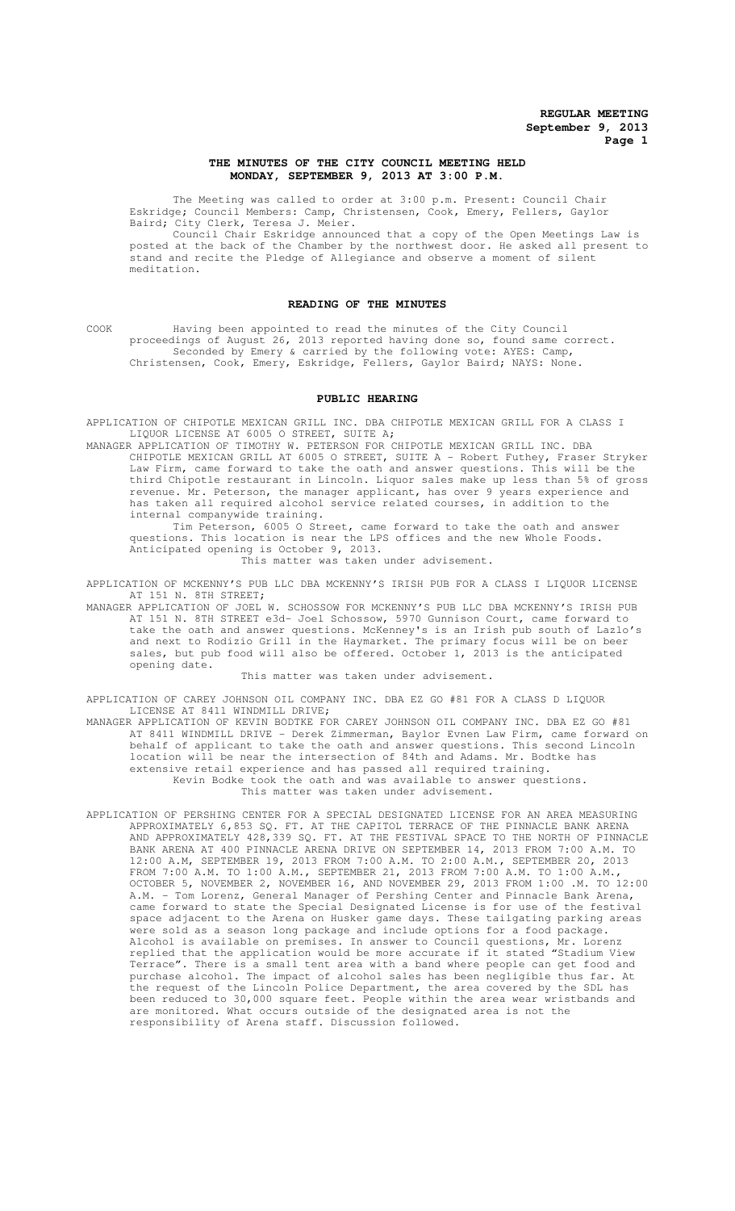# THE MINUTES OF THE CITY COUNCIL MEETING HELD MONDAY, SEPTEMBER 9, 2013 AT 3:00 P.M.

The Meeting was called to order at 3:00 p.m. Present: Council Chair Eskridge; Council Members: Camp, Christensen, Cook, Emery, Fellers, Gaylor Baird; City Clerk, Teresa J. Meier.

Council Chair Eskridge announced that a copy of the Open Meetings Law is posted at the back of the Chamber by the northwest door. He asked all present to stand and recite the Pledge of Allegiance and observe a moment of silent meditation.

## READING OF THE MINUTES

COOK Having been appointed to read the minutes of the City Council proceedings of August 26, 2013 reported having done so, found same correct. Seconded by Emery & carried by the following vote: AYES: Camp, Christensen, Cook, Emery, Eskridge, Fellers, Gaylor Baird; NAYS: None.

## PUBLIC HEARING

APPLICATION OF CHIPOTLE MEXICAN GRILL INC. DBA CHIPOTLE MEXICAN GRILL FOR A CLASS I LIQUOR LICENSE AT 6005 O STREET, SUITE A;

MANAGER APPLICATION OF TIMOTHY W. PETERSON FOR CHIPOTLE MEXICAN GRILL INC. DBA CHIPOTLE MEXICAN GRILL AT 6005 O STREET, SUITE A - Robert Futhey, Fraser Stryker Law Firm, came forward to take the oath and answer questions. This will be the third Chipotle restaurant in Lincoln. Liquor sales make up less than 5% of gross revenue. Mr. Peterson, the manager applicant, has over 9 years experience and has taken all required alcohol service related courses, in addition to the internal companywide training.

Tim Peterson, 6005 O Street, came forward to take the oath and answer questions. This location is near the LPS offices and the new Whole Foods. Anticipated opening is October 9, 2013.

This matter was taken under advisement.

APPLICATION OF MCKENNY'S PUB LLC DBA MCKENNY'S IRISH PUB FOR A CLASS I LIQUOR LICENSE AT 151 N. 8TH STREET;

MANAGER APPLICATION OF JOEL W. SCHOSSOW FOR MCKENNY'S PUB LLC DBA MCKENNY'S IRISH PUB AT 151 N. 8TH STREET e3d- Joel Schossow, 5970 Gunnison Court, came forward to take the oath and answer questions. McKenney's is an Irish pub south of Lazlo's and next to Rodizio Grill in the Haymarket. The primary focus will be on beer sales, but pub food will also be offered. October 1, 2013 is the anticipated opening date.

This matter was taken under advisement.

APPLICATION OF CAREY JOHNSON OIL COMPANY INC. DBA EZ GO #81 FOR A CLASS D LIQUOR LICENSE AT 8411 WINDMILL DRIVE;

MANAGER APPLICATION OF KEVIN BODTKE FOR CAREY JOHNSON OIL COMPANY INC. DBA EZ GO #81 AT 8411 WINDMILL DRIVE - Derek Zimmerman, Baylor Evnen Law Firm, came forward on behalf of applicant to take the oath and answer questions. This second Lincoln location will be near the intersection of 84th and Adams. Mr. Bodtke has extensive retail experience and has passed all required training.

Kevin Bodke took the oath and was available to answer questions.

This matter was taken under advisement.

APPLICATION OF PERSHING CENTER FOR A SPECIAL DESIGNATED LICENSE FOR AN AREA MEASURING APPROXIMATELY 6,853 SQ. FT. AT THE CAPITOL TERRACE OF THE PINNACLE BANK ARENA AND APPROXIMATELY 428,339 SQ. FT. AT THE FESTIVAL SPACE TO THE NORTH OF PINNACLE BANK ARENA AT 400 PINNACLE ARENA DRIVE ON SEPTEMBER 14, 2013 FROM 7:00 A.M. TO 12:00 A.M, SEPTEMBER 19, 2013 FROM 7:00 A.M. TO 2:00 A.M., SEPTEMBER 20, 2013 FROM 7:00 A.M. TO 1:00 A.M., SEPTEMBER 21, 2013 FROM 7:00 A.M. TO 1:00 A.M., OCTOBER 5, NOVEMBER 2, NOVEMBER 16, AND NOVEMBER 29, 2013 FROM 1:00 .M. TO 12:00 A.M. - Tom Lorenz, General Manager of Pershing Center and Pinnacle Bank Arena, came forward to state the Special Designated License is for use of the festival space adjacent to the Arena on Husker game days. These tailgating parking areas were sold as a season long package and include options for a food package. Alcohol is available on premises. In answer to Council questions, Mr. Lorenz replied that the application would be more accurate if it stated "Stadium View Terrace". There is a small tent area with a band where people can get food and purchase alcohol. The impact of alcohol sales has been negligible thus far. At the request of the Lincoln Police Department, the area covered by the SDL has been reduced to 30,000 square feet. People within the area wear wristbands and are monitored. What occurs outside of the designated area is not the responsibility of Arena staff. Discussion followed.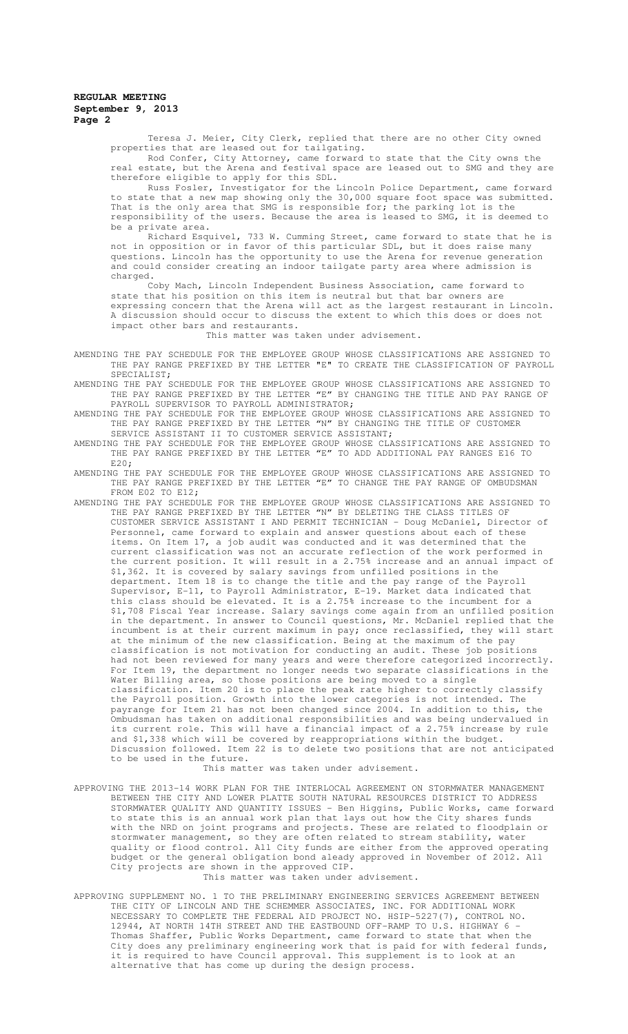Teresa J. Meier, City Clerk, replied that there are no other City owned properties that are leased out for tailgating.

Rod Confer, City Attorney, came forward to state that the City owns the real estate, but the Arena and festival space are leased out to SMG and they are therefore eligible to apply for this SDL.

Russ Fosler, Investigator for the Lincoln Police Department, came forward to state that a new map showing only the 30,000 square foot space was submitted. That is the only area that SMG is responsible for; the parking lot is the responsibility of the users. Because the area is leased to SMG, it is deemed to be a private area.

Richard Esquivel, 733 W. Cumming Street, came forward to state that he is not in opposition or in favor of this particular SDL, but it does raise many questions. Lincoln has the opportunity to use the Arena for revenue generation and could consider creating an indoor tailgate party area where admission is charged.

Coby Mach, Lincoln Independent Business Association, came forward to state that his position on this item is neutral but that bar owners are expressing concern that the Arena will act as the largest restaurant in Lincoln. A discussion should occur to discuss the extent to which this does or does not impact other bars and restaurants.

This matter was taken under advisement.

AMENDING THE PAY SCHEDULE FOR THE EMPLOYEE GROUP WHOSE CLASSIFICATIONS ARE ASSIGNED TO THE PAY RANGE PREFIXED BY THE LETTER "E" TO CREATE THE CLASSIFICATION OF PAYROLL SPECIALIST;

AMENDING THE PAY SCHEDULE FOR THE EMPLOYEE GROUP WHOSE CLASSIFICATIONS ARE ASSIGNED TO THE PAY RANGE PREFIXED BY THE LETTER "E" BY CHANGING THE TITLE AND PAY RANGE OF PAYROLL SUPERVISOR TO PAYROLL ADMINISTRATOR;

AMENDING THE PAY SCHEDULE FOR THE EMPLOYEE GROUP WHOSE CLASSIFICATIONS ARE ASSIGNED TO THE PAY RANGE PREFIXED BY THE LETTER "N" BY CHANGING THE TITLE OF CUSTOMER SERVICE ASSISTANT II TO CUSTOMER SERVICE ASSISTANT;

AMENDING THE PAY SCHEDULE FOR THE EMPLOYEE GROUP WHOSE CLASSIFICATIONS ARE ASSIGNED TO THE PAY RANGE PREFIXED BY THE LETTER "E" TO ADD ADDITIONAL PAY RANGES E16 TO E20;

AMENDING THE PAY SCHEDULE FOR THE EMPLOYEE GROUP WHOSE CLASSIFICATIONS ARE ASSIGNED TO THE PAY RANGE PREFIXED BY THE LETTER "E" TO CHANGE THE PAY RANGE OF OMBUDSMAN FROM E02 TO E12;

AMENDING THE PAY SCHEDULE FOR THE EMPLOYEE GROUP WHOSE CLASSIFICATIONS ARE ASSIGNED TO THE PAY RANGE PREFIXED BY THE LETTER "N" BY DELETING THE CLASS TITLES OF CUSTOMER SERVICE ASSISTANT I AND PERMIT TECHNICIAN - Doug McDaniel, Director of Personnel, came forward to explain and answer questions about each of these items. On Item 17, a job audit was conducted and it was determined that the current classification was not an accurate reflection of the work performed in the current position. It will result in a 2.75% increase and an annual impact of $1,362. It is covered by salary savings from unfilled positions in the department. Item 18 is to change the title and the pay range of the Payroll Supervisor, E-11, to Payroll Administrator, E-19. Market data indicated that this class should be elevated. It is a 2.75% increase to the incumbent for a $1,708 Fiscal Year increase. Salary savings come again from an unfilled position in the department. In answer to Council questions, Mr. McDaniel replied that the incumbent is at their current maximum in pay; once reclassified, they will start at the minimum of the new classification. Being at the maximum of the pay classification is not motivation for conducting an audit. These job positions had not been reviewed for many years and were therefore categorized incorrectly. For Item 19, the department no longer needs two separate classifications in the Water Billing area, so those positions are being moved to a single classification. Item 20 is to place the peak rate higher to correctly classify the Payroll position. Growth into the lower categories is not intended. The payrange for Item 21 has not been changed since 2004. In addition to this, the Ombudsman has taken on additional responsibilities and was being undervalued in its current role. This will have a financial impact of a 2.75% increase by rule and $1,338 which will be covered by reappropriations within the budget. Discussion followed. Item 22 is to delete two positions that are not anticipated to be used in the future.

This matter was taken under advisement.

APPROVING THE 2013-14 WORK PLAN FOR THE INTERLOCAL AGREEMENT ON STORMWATER MANAGEMENT BETWEEN THE CITY AND LOWER PLATTE SOUTH NATURAL RESOURCES DISTRICT TO ADDRESS STORMWATER QUALITY AND QUANTITY ISSUES - Ben Higgins, Public Works, came forward to state this is an annual work plan that lays out how the City shares funds with the NRD on joint programs and projects. These are related to floodplain or stormwater management, so they are often related to stream stability, water quality or flood control. All City funds are either from the approved operating budget or the general obligation bond aleady approved in November of 2012. All City projects are shown in the approved CIP.

This matter was taken under advisement.

APPROVING SUPPLEMENT NO. 1 TO THE PRELIMINARY ENGINEERING SERVICES AGREEMENT BETWEEN THE CITY OF LINCOLN AND THE SCHEMMER ASSOCIATES, INC. FOR ADDITIONAL WORK NECESSARY TO COMPLETE THE FEDERAL AID PROJECT NO. HSIP-5227(7), CONTROL NO. 12944, AT NORTH 14TH STREET AND THE EASTBOUND OFF-RAMP TO U.S. HIGHWAY 6 - Thomas Shaffer, Public Works Department, came forward to state that when the City does any preliminary engineering work that is paid for with federal funds, it is required to have Council approval. This supplement is to look at an alternative that has come up during the design process.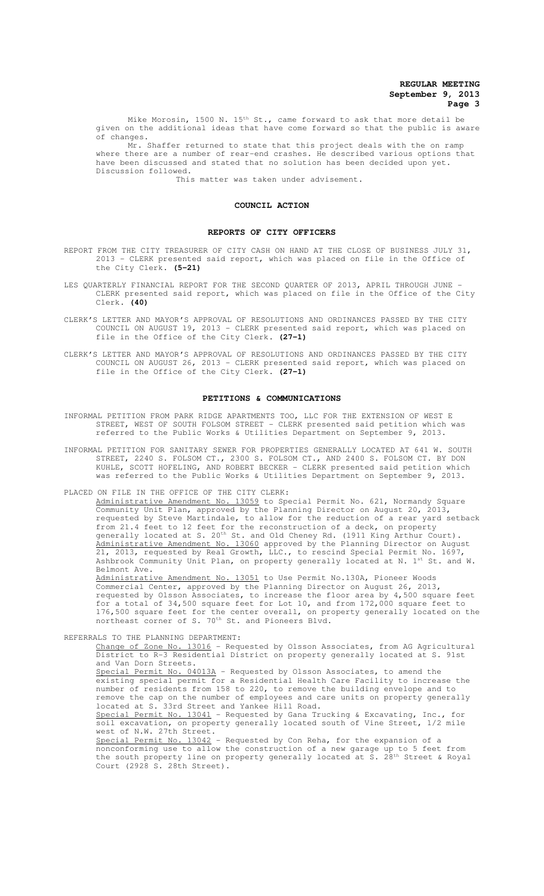Mike Morosin, 1500 N. 15th St., came forward to ask that more detail be given on the additional ideas that have come forward so that the public is aware of changes.

Mr. Shaffer returned to state that this project deals with the on ramp where there are a number of rear-end crashes. He described various options that have been discussed and stated that no solution has been decided upon yet. Discussion followed.

This matter was taken under advisement.

## COUNCIL ACTION

### REPORTS OF CITY OFFICERS

REPORT FROM THE CITY TREASURER OF CITY CASH ON HAND AT THE CLOSE OF BUSINESS JULY 31, 2013 - CLERK presented said report, which was placed on file in the Office of the City Clerk. **(5-21)**

LES QUARTERLY FINANCIAL REPORT FOR THE SECOND QUARTER OF 2013, APRIL THROUGH JUNE - CLERK presented said report, which was placed on file in the Office of the City Clerk. **(40)**

CLERK'S LETTER AND MAYOR'S APPROVAL OF RESOLUTIONS AND ORDINANCES PASSED BY THE CITY COUNCIL ON AUGUST 19, 2013 - CLERK presented said report, which was placed on file in the Office of the City Clerk. **(27-1)**

CLERK'S LETTER AND MAYOR'S APPROVAL OF RESOLUTIONS AND ORDINANCES PASSED BY THE CITY COUNCIL ON AUGUST 26, 2013 - CLERK presented said report, which was placed on file in the Office of the City Clerk. **(27-1)**

### PETITIONS & COMMUNICATIONS

INFORMAL PETITION FROM PARK RIDGE APARTMENTS TOO, LLC FOR THE EXTENSION OF WEST E STREET, WEST OF SOUTH FOLSOM STREET - CLERK presented said petition which was referred to the Public Works & Utilities Department on September 9, 2013.

INFORMAL PETITION FOR SANITARY SEWER FOR PROPERTIES GENERALLY LOCATED AT 641 W. SOUTH STREET, 2240 S. FOLSOM CT., 2300 S. FOLSOM CT., AND 2400 S. FOLSOM CT. BY DON KUHLE, SCOTT HOFELING, AND ROBERT BECKER - CLERK presented said petition which was referred to the Public Works & Utilities Department on September 9, 2013.

PLACED ON FILE IN THE OFFICE OF THE CITY CLERK:

Administrative Amendment No. 13059 to Special Permit No. 621, Normandy Square Community Unit Plan, approved by the Planning Director on August 20, 2013, requested by Steve Martindale, to allow for the reduction of a rear yard setback from 21.4 feet to 12 feet for the reconstruction of a deck, on property generally located at S. 20th St. and Old Cheney Rd. (1911 King Arthur Court).

Administrative Amendment No. 13060 approved by the Planning Director on August 21, 2013, requested by Real Growth, LLC., to rescind Special Permit No. 1697, Ashbrook Community Unit Plan, on property generally located at N. 1st St. and W. Belmont Ave.

Administrative Amendment No. 13051 to Use Permit No.130A, Pioneer Woods Commercial Center, approved by the Planning Director on August 26, 2013, requested by Olsson Associates, to increase the floor area by 4,500 square feet for a total of 34,500 square feet for Lot 10, and from 172,000 square feet to 176,500 square feet for the center overall, on property generally located on the northeast corner of S. 70th St. and Pioneers Blvd.

REFERRALS TO THE PLANNING DEPARTMENT:

Change of Zone No. 13016 - Requested by Olsson Associates, from AG Agricultural District to R-3 Residential District on property generally located at S. 91st and Van Dorn Streets.

Special Permit No. 04013A - Requested by Olsson Associates, to amend the existing special permit for a Residential Health Care Facility to increase the number of residents from 158 to 220, to remove the building envelope and to remove the cap on the number of employees and care units on property generally located at S. 33rd Street and Yankee Hill Road.

Special Permit No. 13041 - Requested by Gana Trucking & Excavating, Inc., for soil excavation, on property generally located south of Vine Street, 1/2 mile west of N.W. 27th Street.

Special Permit No. 13042 - Requested by Con Reha, for the expansion of a nonconforming use to allow the construction of a new garage up to 5 feet from the south property line on property generally located at S. 28th Street & Royal Court (2928 S. 28th Street).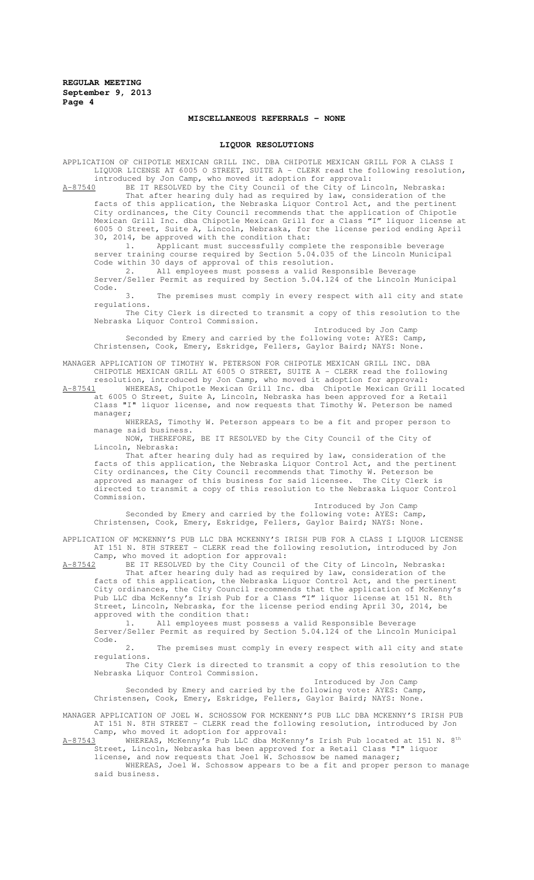## MISCELLANEOUS REFERRALS – NONE

## LIQUOR RESOLUTIONS

APPLICATION OF CHIPOTLE MEXICAN GRILL INC. DBA CHIPOTLE MEXICAN GRILL FOR A CLASS I LIQUOR LICENSE AT 6005 O STREET, SUITE A - CLERK read the following resolution, introduced by Jon Camp, who moved it adoption for approval:

A-87540 BE IT RESOLVED by the City Council of the City of Lincoln, Nebraska:

That after hearing duly had as required by law, consideration of the facts of this application, the Nebraska Liquor Control Act, and the pertinent City ordinances, the City Council recommends that the application of Chipotle Mexican Grill Inc. dba Chipotle Mexican Grill for a Class "I" liquor license at 6005 O Street, Suite A, Lincoln, Nebraska, for the license period ending April 30, 2014, be approved with the condition that:

1. Applicant must successfully complete the responsible beverage server training course required by Section 5.04.035 of the Lincoln Municipal Code within 30 days of approval of this resolution.
2. All employees must possess a valid Responsible Beverage Server/Seller Permit as required by Section 5.04.124 of the Lincoln Municipal Code.
3. The premises must comply in every respect with all city and state regulations.

The City Clerk is directed to transmit a copy of this resolution to the Nebraska Liquor Control Commission.

Introduced by Jon Camp

Seconded by Emery and carried by the following vote: AYES: Camp, Christensen, Cook, Emery, Eskridge, Fellers, Gaylor Baird; NAYS: None.

MANAGER APPLICATION OF TIMOTHY W. PETERSON FOR CHIPOTLE MEXICAN GRILL INC. DBA CHIPOTLE MEXICAN GRILL AT 6005 O STREET, SUITE A - CLERK read the following resolution, introduced by Jon Camp, who moved it adoption for approval:

A-87541 WHEREAS, Chipotle Mexican Grill Inc. dba Chipotle Mexican Grill located at 6005 O Street, Suite A, Lincoln, Nebraska has been approved for a Retail Class "I" liquor license, and now requests that Timothy W. Peterson be named manager;

WHEREAS, Timothy W. Peterson appears to be a fit and proper person to manage said business.

NOW, THEREFORE, BE IT RESOLVED by the City Council of the City of Lincoln, Nebraska:

That after hearing duly had as required by law, consideration of the facts of this application, the Nebraska Liquor Control Act, and the pertinent City ordinances, the City Council recommends that Timothy W. Peterson be approved as manager of this business for said licensee. The City Clerk is directed to transmit a copy of this resolution to the Nebraska Liquor Control Commission.

Introduced by Jon Camp

Seconded by Emery and carried by the following vote: AYES: Camp, Christensen, Cook, Emery, Eskridge, Fellers, Gaylor Baird; NAYS: None.

APPLICATION OF MCKENNY'S PUB LLC DBA MCKENNY'S IRISH PUB FOR A CLASS I LIQUOR LICENSE AT 151 N. 8TH STREET - CLERK read the following resolution, introduced by Jon Camp, who moved it adoption for approval:

A-87542 BE IT RESOLVED by the City Council of the City of Lincoln, Nebraska:

That after hearing duly had as required by law, consideration of the facts of this application, the Nebraska Liquor Control Act, and the pertinent City ordinances, the City Council recommends that the application of McKenny's Pub LLC dba McKenny's Irish Pub for a Class "I" liquor license at 151 N. 8th Street, Lincoln, Nebraska, for the license period ending April 30, 2014, be approved with the condition that:

1. All employees must possess a valid Responsible Beverage Server/Seller Permit as required by Section 5.04.124 of the Lincoln Municipal Code.
2. The premises must comply in every respect with all city and state regulations.

The City Clerk is directed to transmit a copy of this resolution to the Nebraska Liquor Control Commission.

Introduced by Jon Camp

Seconded by Emery and carried by the following vote: AYES: Camp, Christensen, Cook, Emery, Eskridge, Fellers, Gaylor Baird; NAYS: None.

MANAGER APPLICATION OF JOEL W. SCHOSSOW FOR MCKENNY'S PUB LLC DBA MCKENNY'S IRISH PUB AT 151 N. 8TH STREET - CLERK read the following resolution, introduced by Jon Camp, who moved it adoption for approval:

A-87543 WHEREAS, McKenny's Pub LLC dba McKenny's Irish Pub located at 151 N. 8th Street, Lincoln, Nebraska has been approved for a Retail Class "I" liquor license, and now requests that Joel W. Schossow be named manager;

WHEREAS, Joel W. Schossow appears to be a fit and proper person to manage said business.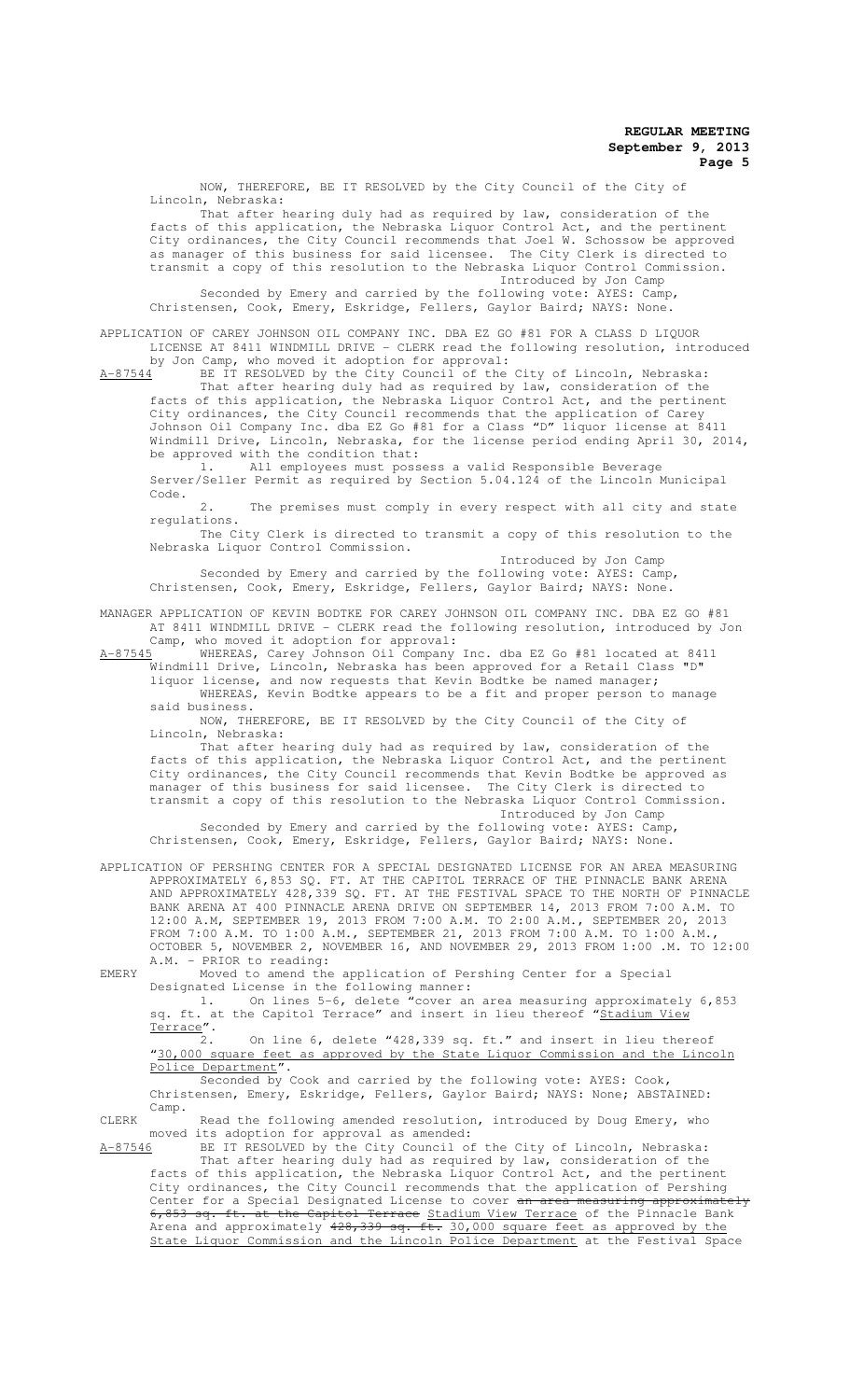NOW, THEREFORE, BE IT RESOLVED by the City Council of the City of Lincoln, Nebraska:

That after hearing duly had as required by law, consideration of the facts of this application, the Nebraska Liquor Control Act, and the pertinent City ordinances, the City Council recommends that Joel W. Schossow be approved as manager of this business for said licensee. The City Clerk is directed to transmit a copy of this resolution to the Nebraska Liquor Control Commission.

Introduced by Jon Camp

Seconded by Emery and carried by the following vote: AYES: Camp, Christensen, Cook, Emery, Eskridge, Fellers, Gaylor Baird; NAYS: None.

APPLICATION OF CAREY JOHNSON OIL COMPANY INC. DBA EZ GO #81 FOR A CLASS D LIQUOR LICENSE AT 8411 WINDMILL DRIVE - CLERK read the following resolution, introduced by Jon Camp, who moved it adoption for approval:

A-87544 BE IT RESOLVED by the City Council of the City of Lincoln, Nebraska:

That after hearing duly had as required by law, consideration of the facts of this application, the Nebraska Liquor Control Act, and the pertinent City ordinances, the City Council recommends that the application of Carey Johnson Oil Company Inc. dba EZ Go #81 for a Class "D" liquor license at 8411 Windmill Drive, Lincoln, Nebraska, for the license period ending April 30, 2014, be approved with the condition that:

1. All employees must possess a valid Responsible Beverage Server/Seller Permit as required by Section 5.04.124 of the Lincoln Municipal Code.

2. The premises must comply in every respect with all city and state regulations.

The City Clerk is directed to transmit a copy of this resolution to the Nebraska Liquor Control Commission.

Introduced by Jon Camp

Seconded by Emery and carried by the following vote: AYES: Camp, Christensen, Cook, Emery, Eskridge, Fellers, Gaylor Baird; NAYS: None.

MANAGER APPLICATION OF KEVIN BODTKE FOR CAREY JOHNSON OIL COMPANY INC. DBA EZ GO #81 AT 8411 WINDMILL DRIVE - CLERK read the following resolution, introduced by Jon Camp, who moved it adoption for approval:

A-87545 WHEREAS, Carey Johnson Oil Company Inc. dba EZ Go #81 located at 8411 Windmill Drive, Lincoln, Nebraska has been approved for a Retail Class "D" liquor license, and now requests that Kevin Bodtke be named manager;

WHEREAS, Kevin Bodtke appears to be a fit and proper person to manage said business.

NOW, THEREFORE, BE IT RESOLVED by the City Council of the City of Lincoln, Nebraska:

That after hearing duly had as required by law, consideration of the facts of this application, the Nebraska Liquor Control Act, and the pertinent City ordinances, the City Council recommends that Kevin Bodtke be approved as manager of this business for said licensee. The City Clerk is directed to transmit a copy of this resolution to the Nebraska Liquor Control Commission.

Introduced by Jon Camp

Seconded by Emery and carried by the following vote: AYES: Camp, Christensen, Cook, Emery, Eskridge, Fellers, Gaylor Baird; NAYS: None.

APPLICATION OF PERSHING CENTER FOR A SPECIAL DESIGNATED LICENSE FOR AN AREA MEASURING APPROXIMATELY 6,853 SQ. FT. AT THE CAPITOL TERRACE OF THE PINNACLE BANK ARENA AND APPROXIMATELY 428,339 SQ. FT. AT THE FESTIVAL SPACE TO THE NORTH OF PINNACLE BANK ARENA AT 400 PINNACLE ARENA DRIVE ON SEPTEMBER 14, 2013 FROM 7:00 A.M. TO 12:00 A.M, SEPTEMBER 19, 2013 FROM 7:00 A.M. TO 2:00 A.M., SEPTEMBER 20, 2013 FROM 7:00 A.M. TO 1:00 A.M., SEPTEMBER 21, 2013 FROM 7:00 A.M. TO 1:00 A.M., OCTOBER 5, NOVEMBER 2, NOVEMBER 16, AND NOVEMBER 29, 2013 FROM 1:00 .M. TO 12:00 A.M. - PRIOR to reading:

EMERY Moved to amend the application of Pershing Center for a Special Designated License in the following manner:

1. On lines 5-6, delete "cover an area measuring approximately 6,853 sq. ft. at the Capitol Terrace" and insert in lieu thereof "Stadium View Terrace".

2. On line 6, delete "428,339 sq. ft." and insert in lieu thereof "30,000 square feet as approved by the State Liquor Commission and the Lincoln Police Department".

Seconded by Cook and carried by the following vote: AYES: Cook, Christensen, Emery, Eskridge, Fellers, Gaylor Baird; NAYS: None; ABSTAINED: Camp.

CLERK Read the following amended resolution, introduced by Doug Emery, who moved its adoption for approval as amended:

A-87546 BE IT RESOLVED by the City Council of the City of Lincoln, Nebraska:

That after hearing duly had as required by law, consideration of the facts of this application, the Nebraska Liquor Control Act, and the pertinent City ordinances, the City Council recommends that the application of Pershing Center for a Special Designated License to cover ~~an area measuring approximately 6,853 sq. ft. at the Capitol Terrace~~ Stadium View Terrace of the Pinnacle Bank Arena and approximately ~~428,339 sq. ft.~~ 30,000 square feet as approved by the State Liquor Commission and the Lincoln Police Department at the Festival Space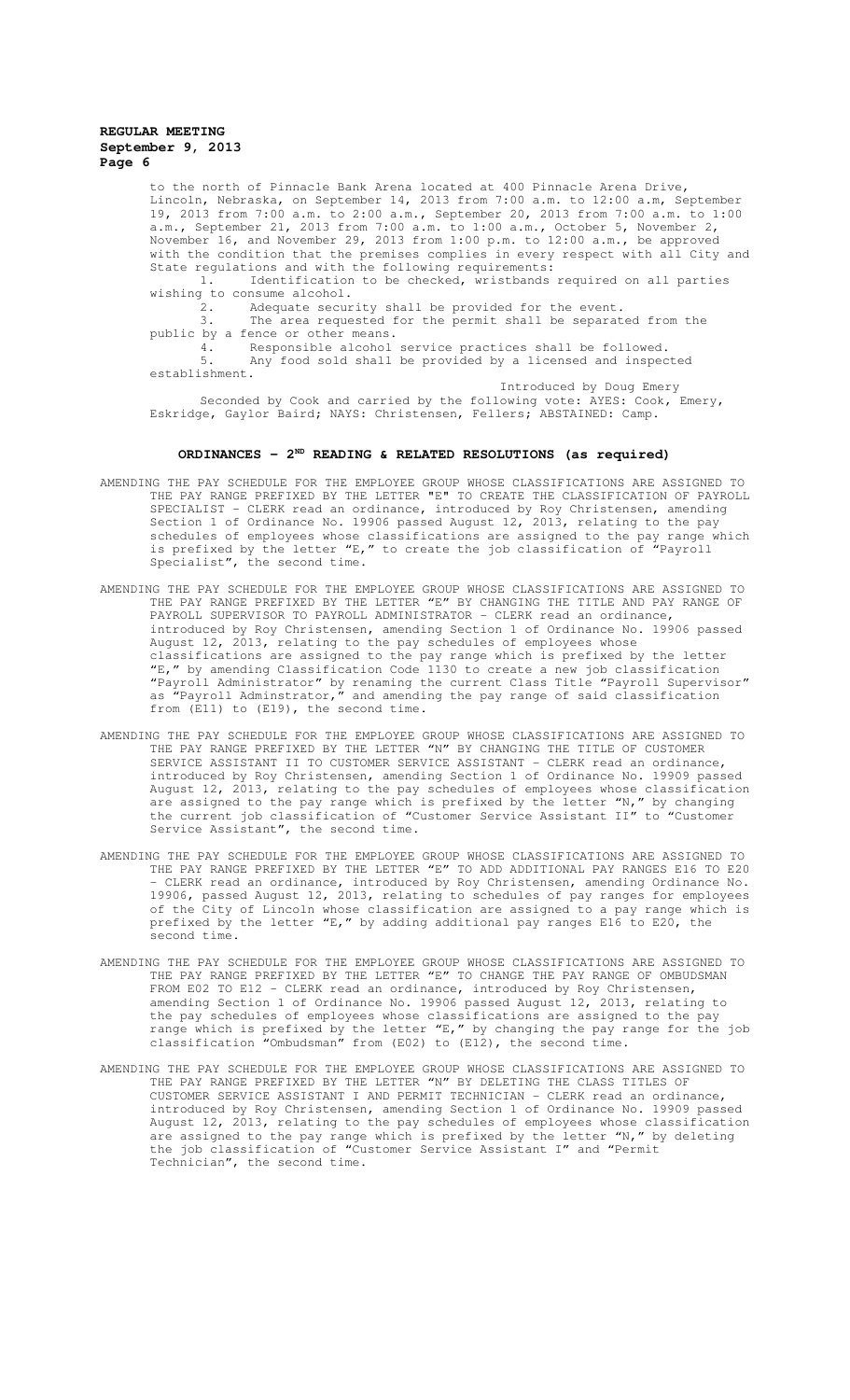to the north of Pinnacle Bank Arena located at 400 Pinnacle Arena Drive, Lincoln, Nebraska, on September 14, 2013 from 7:00 a.m. to 12:00 a.m, September 19, 2013 from 7:00 a.m. to 2:00 a.m., September 20, 2013 from 7:00 a.m. to 1:00 a.m., September 21, 2013 from 7:00 a.m. to 1:00 a.m., October 5, November 2, November 16, and November 29, 2013 from 1:00 p.m. to 12:00 a.m., be approved with the condition that the premises complies in every respect with all City and State regulations and with the following requirements:

1. Identification to be checked, wristbands required on all parties wishing to consume alcohol.
2. Adequate security shall be provided for the event.
3. The area requested for the permit shall be separated from the public by a fence or other means.
4. Responsible alcohol service practices shall be followed.
5. Any food sold shall be provided by a licensed and inspected establishment.

Introduced by Doug Emery

Seconded by Cook and carried by the following vote: AYES: Cook, Emery, Eskridge, Gaylor Baird; NAYS: Christensen, Fellers; ABSTAINED: Camp.

## ORDINANCES - 2ND READING & RELATED RESOLUTIONS (as required)

AMENDING THE PAY SCHEDULE FOR THE EMPLOYEE GROUP WHOSE CLASSIFICATIONS ARE ASSIGNED TO THE PAY RANGE PREFIXED BY THE LETTER "E" TO CREATE THE CLASSIFICATION OF PAYROLL SPECIALIST - CLERK read an ordinance, introduced by Roy Christensen, amending Section 1 of Ordinance No. 19906 passed August 12, 2013, relating to the pay schedules of employees whose classifications are assigned to the pay range which is prefixed by the letter "E," to create the job classification of "Payroll Specialist", the second time.

AMENDING THE PAY SCHEDULE FOR THE EMPLOYEE GROUP WHOSE CLASSIFICATIONS ARE ASSIGNED TO THE PAY RANGE PREFIXED BY THE LETTER "E" BY CHANGING THE TITLE AND PAY RANGE OF PAYROLL SUPERVISOR TO PAYROLL ADMINISTRATOR - CLERK read an ordinance, introduced by Roy Christensen, amending Section 1 of Ordinance No. 19906 passed August 12, 2013, relating to the pay schedules of employees whose classifications are assigned to the pay range which is prefixed by the letter "E," by amending Classification Code 1130 to create a new job classification "Payroll Administrator" by renaming the current Class Title "Payroll Supervisor" as "Payroll Adminstrator," and amending the pay range of said classification from (E11) to (E19), the second time.

AMENDING THE PAY SCHEDULE FOR THE EMPLOYEE GROUP WHOSE CLASSIFICATIONS ARE ASSIGNED TO THE PAY RANGE PREFIXED BY THE LETTER "N" BY CHANGING THE TITLE OF CUSTOMER SERVICE ASSISTANT II TO CUSTOMER SERVICE ASSISTANT - CLERK read an ordinance, introduced by Roy Christensen, amending Section 1 of Ordinance No. 19909 passed August 12, 2013, relating to the pay schedules of employees whose classification are assigned to the pay range which is prefixed by the letter "N," by changing the current job classification of "Customer Service Assistant II" to "Customer Service Assistant", the second time.

AMENDING THE PAY SCHEDULE FOR THE EMPLOYEE GROUP WHOSE CLASSIFICATIONS ARE ASSIGNED TO THE PAY RANGE PREFIXED BY THE LETTER "E" TO ADD ADDITIONAL PAY RANGES E16 TO E20 - CLERK read an ordinance, introduced by Roy Christensen, amending Ordinance No. 19906, passed August 12, 2013, relating to schedules of pay ranges for employees of the City of Lincoln whose classification are assigned to a pay range which is prefixed by the letter "E," by adding additional pay ranges E16 to E20, the second time.

AMENDING THE PAY SCHEDULE FOR THE EMPLOYEE GROUP WHOSE CLASSIFICATIONS ARE ASSIGNED TO THE PAY RANGE PREFIXED BY THE LETTER "E" TO CHANGE THE PAY RANGE OF OMBUDSMAN FROM E02 TO E12 - CLERK read an ordinance, introduced by Roy Christensen, amending Section 1 of Ordinance No. 19906 passed August 12, 2013, relating to the pay schedules of employees whose classifications are assigned to the pay range which is prefixed by the letter "E," by changing the pay range for the job classification "Ombudsman" from (E02) to (E12), the second time.

AMENDING THE PAY SCHEDULE FOR THE EMPLOYEE GROUP WHOSE CLASSIFICATIONS ARE ASSIGNED TO THE PAY RANGE PREFIXED BY THE LETTER "N" BY DELETING THE CLASS TITLES OF CUSTOMER SERVICE ASSISTANT I AND PERMIT TECHNICIAN - CLERK read an ordinance, introduced by Roy Christensen, amending Section 1 of Ordinance No. 19909 passed August 12, 2013, relating to the pay schedules of employees whose classification are assigned to the pay range which is prefixed by the letter "N," by deleting the job classification of "Customer Service Assistant I" and "Permit Technician", the second time.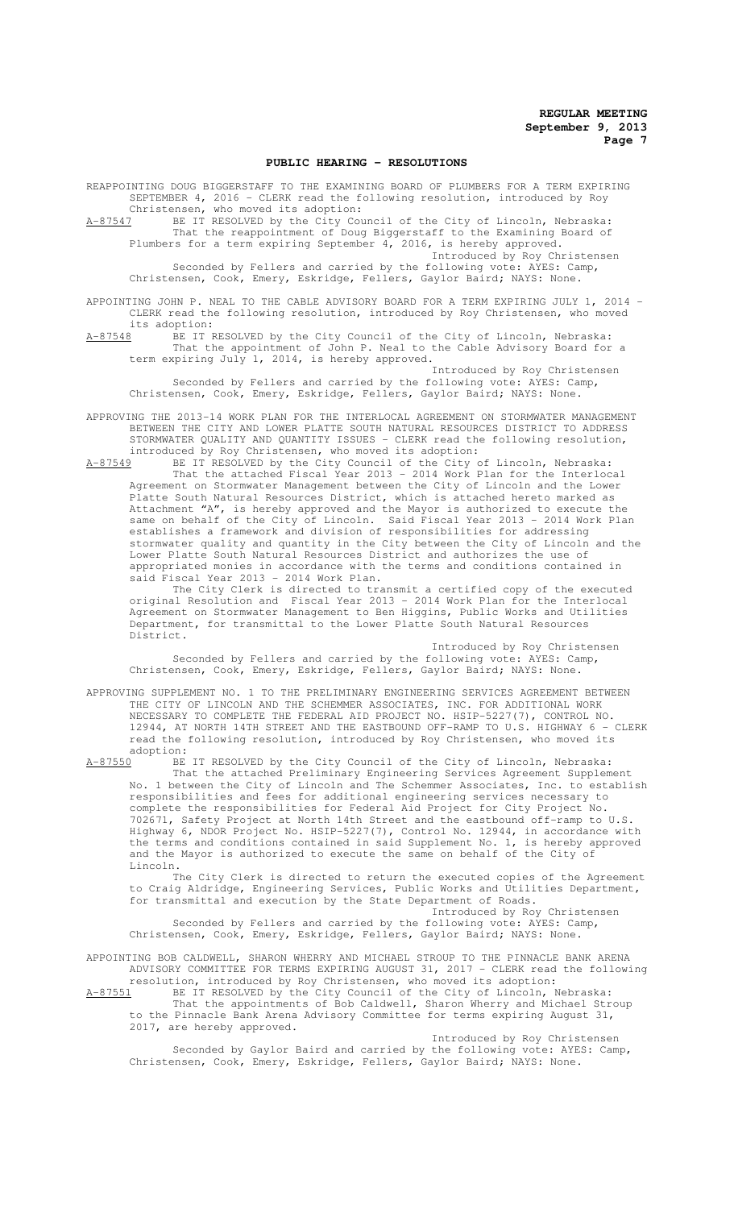## PUBLIC HEARING - RESOLUTIONS

REAPPOINTING DOUG BIGGERSTAFF TO THE EXAMINING BOARD OF PLUMBERS FOR A TERM EXPIRING SEPTEMBER 4, 2016 - CLERK read the following resolution, introduced by Roy Christensen, who moved its adoption:

A-87547 BE IT RESOLVED by the City Council of the City of Lincoln, Nebraska:

That the reappointment of Doug Biggerstaff to the Examining Board of Plumbers for a term expiring September 4, 2016, is hereby approved.

Introduced by Roy Christensen

Seconded by Fellers and carried by the following vote: AYES: Camp, Christensen, Cook, Emery, Eskridge, Fellers, Gaylor Baird; NAYS: None.

APPOINTING JOHN P. NEAL TO THE CABLE ADVISORY BOARD FOR A TERM EXPIRING JULY 1, 2014 - CLERK read the following resolution, introduced by Roy Christensen, who moved its adoption:

A-87548 BE IT RESOLVED by the City Council of the City of Lincoln, Nebraska:

That the appointment of John P. Neal to the Cable Advisory Board for a term expiring July 1, 2014, is hereby approved.

Introduced by Roy Christensen

Seconded by Fellers and carried by the following vote: AYES: Camp, Christensen, Cook, Emery, Eskridge, Fellers, Gaylor Baird; NAYS: None.

APPROVING THE 2013-14 WORK PLAN FOR THE INTERLOCAL AGREEMENT ON STORMWATER MANAGEMENT BETWEEN THE CITY AND LOWER PLATTE SOUTH NATURAL RESOURCES DISTRICT TO ADDRESS STORMWATER QUALITY AND QUANTITY ISSUES - CLERK read the following resolution, introduced by Roy Christensen, who moved its adoption:

A-87549 BE IT RESOLVED by the City Council of the City of Lincoln, Nebraska:

That the attached Fiscal Year 2013 - 2014 Work Plan for the Interlocal Agreement on Stormwater Management between the City of Lincoln and the Lower Platte South Natural Resources District, which is attached hereto marked as Attachment "A", is hereby approved and the Mayor is authorized to execute the same on behalf of the City of Lincoln. Said Fiscal Year 2013 - 2014 Work Plan establishes a framework and division of responsibilities for addressing stormwater quality and quantity in the City between the City of Lincoln and the Lower Platte South Natural Resources District and authorizes the use of appropriated monies in accordance with the terms and conditions contained in said Fiscal Year 2013 - 2014 Work Plan.

The City Clerk is directed to transmit a certified copy of the executed original Resolution and Fiscal Year 2013 - 2014 Work Plan for the Interlocal Agreement on Stormwater Management to Ben Higgins, Public Works and Utilities Department, for transmittal to the Lower Platte South Natural Resources District.

Introduced by Roy Christensen

Seconded by Fellers and carried by the following vote: AYES: Camp, Christensen, Cook, Emery, Eskridge, Fellers, Gaylor Baird; NAYS: None.

APPROVING SUPPLEMENT NO. 1 TO THE PRELIMINARY ENGINEERING SERVICES AGREEMENT BETWEEN THE CITY OF LINCOLN AND THE SCHEMMER ASSOCIATES, INC. FOR ADDITIONAL WORK NECESSARY TO COMPLETE THE FEDERAL AID PROJECT NO. HSIP-5227(7), CONTROL NO. 12944, AT NORTH 14TH STREET AND THE EASTBOUND OFF-RAMP TO U.S. HIGHWAY 6 - CLERK read the following resolution, introduced by Roy Christensen, who moved its adoption:

A-87550 BE IT RESOLVED by the City Council of the City of Lincoln, Nebraska:

That the attached Preliminary Engineering Services Agreement Supplement No. 1 between the City of Lincoln and The Schemmer Associates, Inc. to establish responsibilities and fees for additional engineering services necessary to complete the responsibilities for Federal Aid Project for City Project No. 702671, Safety Project at North 14th Street and the eastbound off-ramp to U.S. Highway 6, NDOR Project No. HSIP-5227(7), Control No. 12944, in accordance with the terms and conditions contained in said Supplement No. 1, is hereby approved and the Mayor is authorized to execute the same on behalf of the City of Lincoln.

The City Clerk is directed to return the executed copies of the Agreement to Craig Aldridge, Engineering Services, Public Works and Utilities Department, for transmittal and execution by the State Department of Roads.

Introduced by Roy Christensen

Seconded by Fellers and carried by the following vote: AYES: Camp, Christensen, Cook, Emery, Eskridge, Fellers, Gaylor Baird; NAYS: None.

APPOINTING BOB CALDWELL, SHARON WHERRY AND MICHAEL STROUP TO THE PINNACLE BANK ARENA ADVISORY COMMITTEE FOR TERMS EXPIRING AUGUST 31, 2017 - CLERK read the following resolution, introduced by Roy Christensen, who moved its adoption:

A-87551 BE IT RESOLVED by the City Council of the City of Lincoln, Nebraska:

That the appointments of Bob Caldwell, Sharon Wherry and Michael Stroup to the Pinnacle Bank Arena Advisory Committee for terms expiring August 31, 2017, are hereby approved.

Introduced by Roy Christensen

Seconded by Gaylor Baird and carried by the following vote: AYES: Camp, Christensen, Cook, Emery, Eskridge, Fellers, Gaylor Baird; NAYS: None.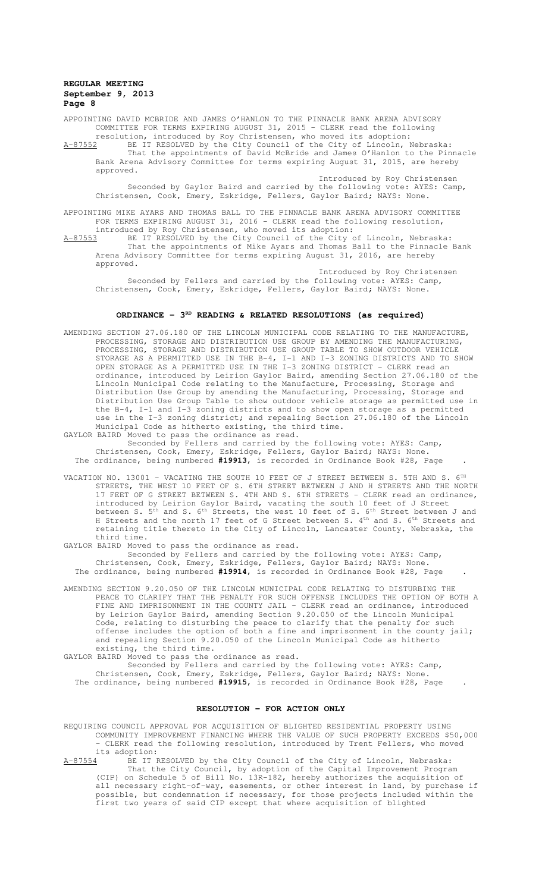APPOINTING DAVID MCBRIDE AND JAMES O'HANLON TO THE PINNACLE BANK ARENA ADVISORY COMMITTEE FOR TERMS EXPIRING AUGUST 31, 2015 - CLERK read the following resolution, introduced by Roy Christensen, who moved its adoption:

A-87552 BE IT RESOLVED by the City Council of the City of Lincoln, Nebraska:

That the appointments of David McBride and James O'Hanlon to the Pinnacle Bank Arena Advisory Committee for terms expiring August 31, 2015, are hereby approved.

Introduced by Roy Christensen

Seconded by Gaylor Baird and carried by the following vote: AYES: Camp, Christensen, Cook, Emery, Eskridge, Fellers, Gaylor Baird; NAYS: None.

APPOINTING MIKE AYARS AND THOMAS BALL TO THE PINNACLE BANK ARENA ADVISORY COMMITTEE FOR TERMS EXPIRING AUGUST 31, 2016 - CLERK read the following resolution, introduced by Roy Christensen, who moved its adoption:

A-87553 BE IT RESOLVED by the City Council of the City of Lincoln, Nebraska:

That the appointments of Mike Ayars and Thomas Ball to the Pinnacle Bank Arena Advisory Committee for terms expiring August 31, 2016, are hereby approved.

Introduced by Roy Christensen

Seconded by Fellers and carried by the following vote: AYES: Camp, Christensen, Cook, Emery, Eskridge, Fellers, Gaylor Baird; NAYS: None.

## ORDINANCE - 3RD READING & RELATED RESOLUTIONS (as required)

AMENDING SECTION 27.06.180 OF THE LINCOLN MUNICIPAL CODE RELATING TO THE MANUFACTURE, PROCESSING, STORAGE AND DISTRIBUTION USE GROUP BY AMENDING THE MANUFACTURING, PROCESSING, STORAGE AND DISTRIBUTION USE GROUP TABLE TO SHOW OUTDOOR VEHICLE STORAGE AS A PERMITTED USE IN THE B-4, I-1 AND I-3 ZONING DISTRICTS AND TO SHOW OPEN STORAGE AS A PERMITTED USE IN THE I-3 ZONING DISTRICT - CLERK read an ordinance, introduced by Leirion Gaylor Baird, amending Section 27.06.180 of the Lincoln Municipal Code relating to the Manufacture, Processing, Storage and Distribution Use Group by amending the Manufacturing, Processing, Storage and Distribution Use Group Table to show outdoor vehicle storage as permitted use in the B-4, I-1 and I-3 zoning districts and to show open storage as a permitted use in the I-3 zoning district; and repealing Section 27.06.180 of the Lincoln Municipal Code as hitherto existing, the third time.

GAYLOR BAIRD Moved to pass the ordinance as read.

Seconded by Fellers and carried by the following vote: AYES: Camp, Christensen, Cook, Emery, Eskridge, Fellers, Gaylor Baird; NAYS: None.

The ordinance, being numbered **#19913**, is recorded in Ordinance Book #28, Page .

VACATION NO. 13001 - VACATING THE SOUTH 10 FEET OF J STREET BETWEEN S. 5TH AND S. 6TH STREETS, THE WEST 10 FEET OF S. 6TH STREET BETWEEN J AND H STREETS AND THE NORTH 17 FEET OF G STREET BETWEEN S. 4TH AND S. 6TH STREETS - CLERK read an ordinance, introduced by Leirion Gaylor Baird, vacating the south 10 feet of J Street between S. 5th and S. 6th Streets, the west 10 feet of S. 6th Street between J and H Streets and the north 17 feet of G Street between S. 4th and S. 6th Streets and retaining title thereto in the City of Lincoln, Lancaster County, Nebraska, the third time.

GAYLOR BAIRD Moved to pass the ordinance as read.

Seconded by Fellers and carried by the following vote: AYES: Camp, Christensen, Cook, Emery, Eskridge, Fellers, Gaylor Baird; NAYS: None.

The ordinance, being numbered **#19914**, is recorded in Ordinance Book #28, Page .

AMENDING SECTION 9.20.050 OF THE LINCOLN MUNICIPAL CODE RELATING TO DISTURBING THE PEACE TO CLARIFY THAT THE PENALTY FOR SUCH OFFENSE INCLUDES THE OPTION OF BOTH A FINE AND IMPRISONMENT IN THE COUNTY JAIL - CLERK read an ordinance, introduced by Leirion Gaylor Baird, amending Section 9.20.050 of the Lincoln Municipal Code, relating to disturbing the peace to clarify that the penalty for such offense includes the option of both a fine and imprisonment in the county jail; and repealing Section 9.20.050 of the Lincoln Municipal Code as hitherto existing, the third time.

GAYLOR BAIRD Moved to pass the ordinance as read.

Seconded by Fellers and carried by the following vote: AYES: Camp, Christensen, Cook, Emery, Eskridge, Fellers, Gaylor Baird; NAYS: None.

The ordinance, being numbered **#19915**, is recorded in Ordinance Book #28, Page .

## RESOLUTION - FOR ACTION ONLY

REQUIRING COUNCIL APPROVAL FOR ACQUISITION OF BLIGHTED RESIDENTIAL PROPERTY USING COMMUNITY IMPROVEMENT FINANCING WHERE THE VALUE OF SUCH PROPERTY EXCEEDS $50,000 - CLERK read the following resolution, introduced by Trent Fellers, who moved its adoption:

A-87554 BE IT RESOLVED by the City Council of the City of Lincoln, Nebraska:

That the City Council, by adoption of the Capital Improvement Program (CIP) on Schedule 5 of Bill No. 13R-182, hereby authorizes the acquisition of all necessary right-of-way, easements, or other interest in land, by purchase if possible, but condemnation if necessary, for those projects included within the first two years of said CIP except that where acquisition of blighted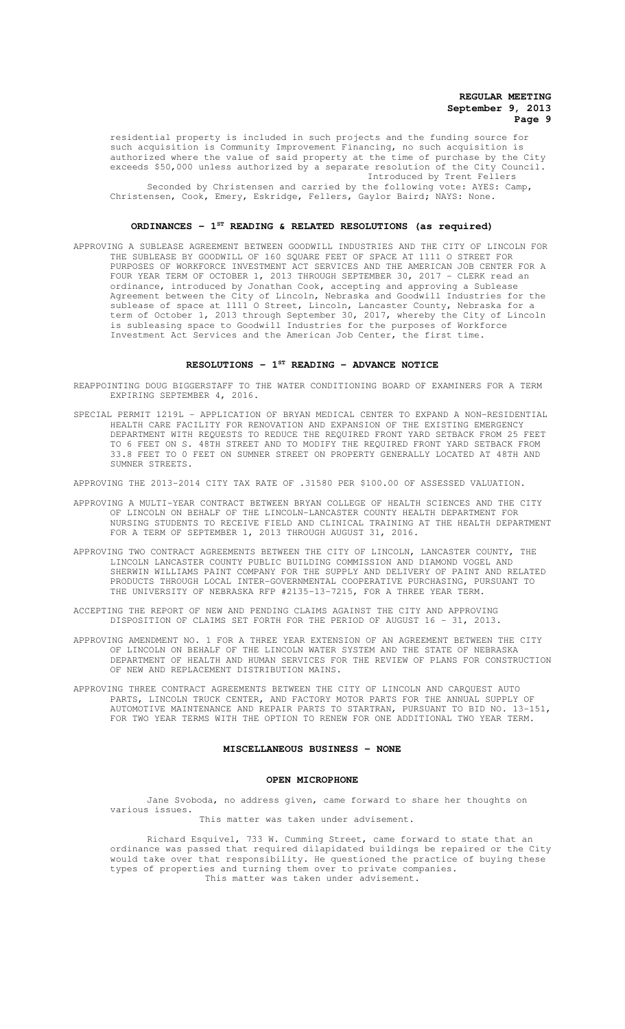residential property is included in such projects and the funding source for such acquisition is Community Improvement Financing, no such acquisition is authorized where the value of said property at the time of purchase by the City exceeds $50,000 unless authorized by a separate resolution of the City Council.

Introduced by Trent Fellers

Seconded by Christensen and carried by the following vote: AYES: Camp, Christensen, Cook, Emery, Eskridge, Fellers, Gaylor Baird; NAYS: None.

## ORDINANCES – 1ST READING & RELATED RESOLUTIONS (as required)

APPROVING A SUBLEASE AGREEMENT BETWEEN GOODWILL INDUSTRIES AND THE CITY OF LINCOLN FOR THE SUBLEASE BY GOODWILL OF 160 SQUARE FEET OF SPACE AT 1111 O STREET FOR PURPOSES OF WORKFORCE INVESTMENT ACT SERVICES AND THE AMERICAN JOB CENTER FOR A FOUR YEAR TERM OF OCTOBER 1, 2013 THROUGH SEPTEMBER 30, 2017 - CLERK read an ordinance, introduced by Jonathan Cook, accepting and approving a Sublease Agreement between the City of Lincoln, Nebraska and Goodwill Industries for the sublease of space at 1111 O Street, Lincoln, Lancaster County, Nebraska for a term of October 1, 2013 through September 30, 2017, whereby the City of Lincoln is subleasing space to Goodwill Industries for the purposes of Workforce Investment Act Services and the American Job Center, the first time.

## RESOLUTIONS – 1ST READING – ADVANCE NOTICE

REAPPOINTING DOUG BIGGERSTAFF TO THE WATER CONDITIONING BOARD OF EXAMINERS FOR A TERM EXPIRING SEPTEMBER 4, 2016.

SPECIAL PERMIT 1219L – APPLICATION OF BRYAN MEDICAL CENTER TO EXPAND A NON-RESIDENTIAL HEALTH CARE FACILITY FOR RENOVATION AND EXPANSION OF THE EXISTING EMERGENCY DEPARTMENT WITH REQUESTS TO REDUCE THE REQUIRED FRONT YARD SETBACK FROM 25 FEET TO 6 FEET ON S. 48TH STREET AND TO MODIFY THE REQUIRED FRONT YARD SETBACK FROM 33.8 FEET TO 0 FEET ON SUMNER STREET ON PROPERTY GENERALLY LOCATED AT 48TH AND SUMNER STREETS.

APPROVING THE 2013-2014 CITY TAX RATE OF .31580 PER $100.00 OF ASSESSED VALUATION.

APPROVING A MULTI-YEAR CONTRACT BETWEEN BRYAN COLLEGE OF HEALTH SCIENCES AND THE CITY OF LINCOLN ON BEHALF OF THE LINCOLN-LANCASTER COUNTY HEALTH DEPARTMENT FOR NURSING STUDENTS TO RECEIVE FIELD AND CLINICAL TRAINING AT THE HEALTH DEPARTMENT FOR A TERM OF SEPTEMBER 1, 2013 THROUGH AUGUST 31, 2016.

APPROVING TWO CONTRACT AGREEMENTS BETWEEN THE CITY OF LINCOLN, LANCASTER COUNTY, THE LINCOLN LANCASTER COUNTY PUBLIC BUILDING COMMISSION AND DIAMOND VOGEL AND SHERWIN WILLIAMS PAINT COMPANY FOR THE SUPPLY AND DELIVERY OF PAINT AND RELATED PRODUCTS THROUGH LOCAL INTER-GOVERNMENTAL COOPERATIVE PURCHASING, PURSUANT TO THE UNIVERSITY OF NEBRASKA RFP #2135-13-7215, FOR A THREE YEAR TERM.

ACCEPTING THE REPORT OF NEW AND PENDING CLAIMS AGAINST THE CITY AND APPROVING DISPOSITION OF CLAIMS SET FORTH FOR THE PERIOD OF AUGUST 16 - 31, 2013.

APPROVING AMENDMENT NO. 1 FOR A THREE YEAR EXTENSION OF AN AGREEMENT BETWEEN THE CITY OF LINCOLN ON BEHALF OF THE LINCOLN WATER SYSTEM AND THE STATE OF NEBRASKA DEPARTMENT OF HEALTH AND HUMAN SERVICES FOR THE REVIEW OF PLANS FOR CONSTRUCTION OF NEW AND REPLACEMENT DISTRIBUTION MAINS.

APPROVING THREE CONTRACT AGREEMENTS BETWEEN THE CITY OF LINCOLN AND CARQUEST AUTO PARTS, LINCOLN TRUCK CENTER, AND FACTORY MOTOR PARTS FOR THE ANNUAL SUPPLY OF AUTOMOTIVE MAINTENANCE AND REPAIR PARTS TO STARTRAN, PURSUANT TO BID NO. 13-151, FOR TWO YEAR TERMS WITH THE OPTION TO RENEW FOR ONE ADDITIONAL TWO YEAR TERM.

## MISCELLANEOUS BUSINESS - NONE

## OPEN MICROPHONE

Jane Svoboda, no address given, came forward to share her thoughts on various issues.

This matter was taken under advisement.

Richard Esquivel, 733 W. Cumming Street, came forward to state that an ordinance was passed that required dilapidated buildings be repaired or the City would take over that responsibility. He questioned the practice of buying these types of properties and turning them over to private companies.

This matter was taken under advisement.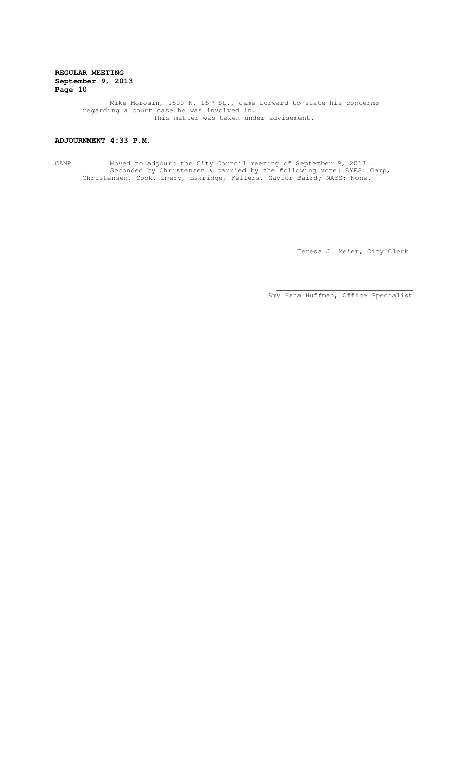Mike Morosin, 1500 N. 15th St., came forward to state his concerns regarding a court case he was involved in.

This matter was taken under advisement.

**ADJOURNMENT 4:33 P.M.**

CAMP Moved to adjourn the City Council meeting of September 9, 2013.

Seconded by Christensen & carried by the following vote: AYES: Camp, Christensen, Cook, Emery, Eskridge, Fellers, Gaylor Baird; NAYS: None.

\_\_\_\_\_\_\_\_\_\_\_\_\_\_\_\_\_\_\_\_\_\_\_\_\_\_\_\_

Teresa J. Meier, City Clerk

\_\_\_\_\_\_\_\_\_\_\_\_\_\_\_\_\_\_\_\_\_\_\_\_\_\_\_\_

Amy Hana Huffman, Office Specialist